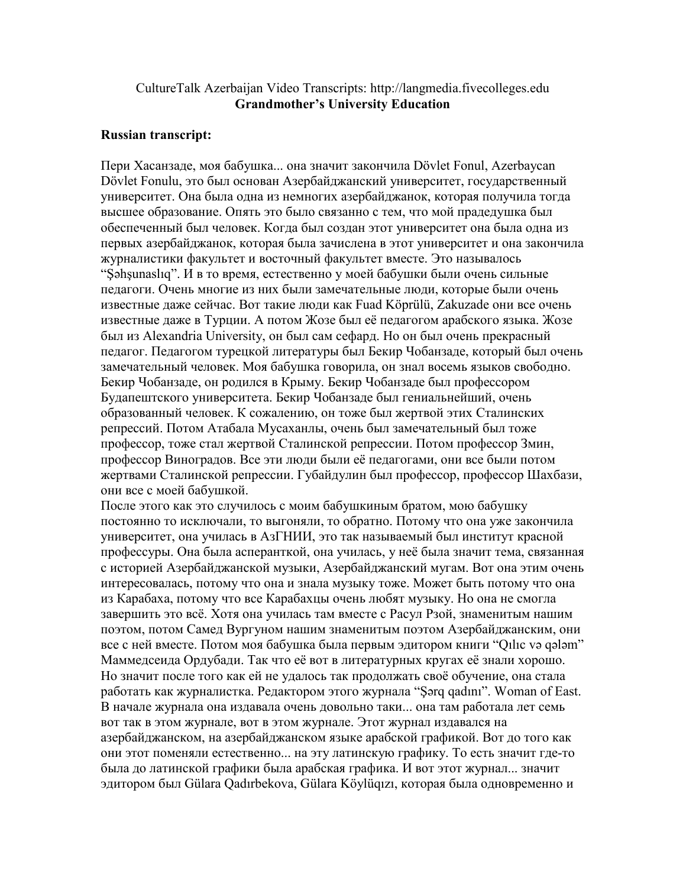CultureTalk Azerbaijan Video Transcripts: http://langmedia.fivecolleges.edu

**Grandmother's University Education**

**Russian transcript:**

Пери Хасанзаде, моя бабушка... она значит закончила Dövlet Fonul, Azerbaycan Dövlet Fonulu, это был основан Азербайджанский университет, государственный университет. Она была одна из немногих азербайджанок, которая получила тогда высшее образование. Опять это было связанно с тем, что мой прадедушка был обеспеченный был человек. Когда был создан этот университет она была одна из первых азербайджанок, которая была зачислена в этот университет и она закончила журналистики факультет и восточный факультет вместе. Это называлось "Şəhşunaslıq". И в то время, естественно у моей бабушки были очень сильные педагоги. Очень многие из них были замечательные люди, которые были очень известные даже сейчас. Вот такие люди как Fuad Köprülü, Zakuzade они все очень известные даже в Турции. А потом Жозе был её педагогом арабского языка. Жозе был из Alexandria University, он был сам сефард. Но он был очень прекрасный педагог. Педагогом турецкой литературы был Бекир Чобанзаде, который был очень замечательный человек. Моя бабушка говорила, он знал восемь языков свободно. Бекир Чобанзаде, он родился в Крыму. Бекир Чобанзаде был профессором Будапештского университета. Бекир Чобанзаде был гениальнейший, очень образованный человек. К сожалению, он тоже был жертвой этих Сталинских репрессий. Потом Атабала Мусаханлы, очень был замечательный был тоже профессор, тоже стал жертвой Сталинской репрессии. Потом профессор Змин, профессор Виноградов. Все эти люди были её педагогами, они все были потом жертвами Сталинской репрессии. Губайдулин был профессор, профессор Шахбази, они все с моей бабушкой.

После этого как это случилось с моим бабушкиным братом, мою бабушку постоянно то исключали, то выгоняли, то обратно. Потому что она уже закончила университет, она училась в АзГНИИ, это так называемый был институт красной профессуры. Она была асперанткой, она училась, у неё была значит тема, связанная с историей Азербайджанской музыки, Азербайджанский мугам. Вот она этим очень интересовалась, потому что она и знала музыку тоже. Может быть потому что она из Карабаха, потому что все Карабахцы очень любят музыку. Но она не смогла завершить это всё. Хотя она училась там вместе с Расул Рзой, знаменитым нашим поэтом, потом Самед Вургуном нашим знаменитым поэтом Азербайджанским, они все с ней вместе. Потом моя бабушка была первым эдитором книги "Qılıc və qələm" Маммедсеида Ордубади. Так что её вот в литературных кругах её знали хорошо. Но значит после того как ей не удалось так продолжать своё обучение, она стала работать как журналистка. Редактором этого журнала "Şərq qadını". Woman of East. В начале журнала она издавала очень довольно таки... она там работала лет семь вот так в этом журнале, вот в этом журнале. Этот журнал издавался на азербайджанском, на азербайджанском языке арабской графикой. Вот до того как они этот поменяли естественно... на эту латинскую графику. То есть значит где-то была до латинской графики была арабская графика. И вот этот журнал... значит эдитором был Gülara Qadırbekova, Gülara Köylüqızı, которая была одновременно и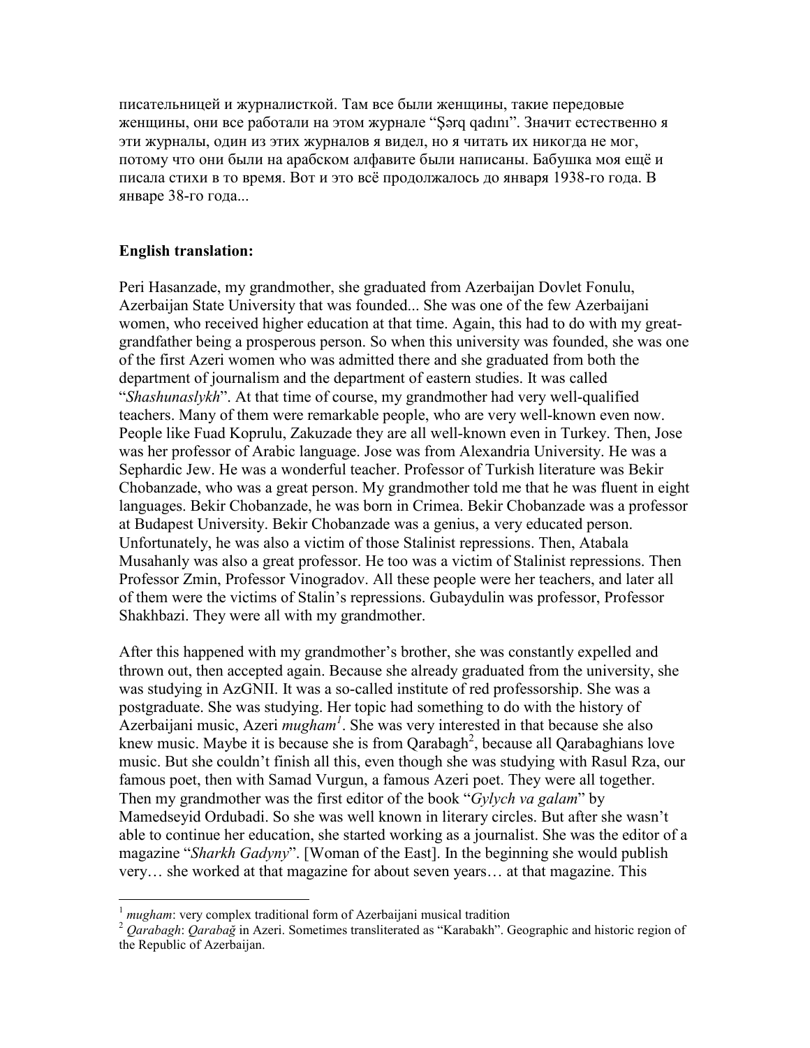писательницей и журналисткой. Там все были женщины, такие передовые женщины, они все работали на этом журнале "Şərq qadını". Значит естественно я эти журналы, один из этих журналов я видел, но я читать их никогда не мог, потому что они были на арабском алфавите были написаны. Бабушка моя ещё и писала стихи в то время. Вот и это всё продолжалось до января 1938-го года. В январе 38-го года...

**English translation:**

Peri Hasanzade, my grandmother, she graduated from Azerbaijan Dovlet Fonulu, Azerbaijan State University that was founded... She was one of the few Azerbaijani women, who received higher education at that time. Again, this had to do with my great-grandfather being a prosperous person. So when this university was founded, she was one of the first Azeri women who was admitted there and she graduated from both the department of journalism and the department of eastern studies. It was called "*Shashunaslykh*". At that time of course, my grandmother had very well-qualified teachers. Many of them were remarkable people, who are very well-known even now. People like Fuad Koprulu, Zakuzade they are all well-known even in Turkey. Then, Jose was her professor of Arabic language. Jose was from Alexandria University. He was a Sephardic Jew. He was a wonderful teacher. Professor of Turkish literature was Bekir Chobanzade, who was a great person. My grandmother told me that he was fluent in eight languages. Bekir Chobanzade, he was born in Crimea. Bekir Chobanzade was a professor at Budapest University. Bekir Chobanzade was a genius, a very educated person. Unfortunately, he was also a victim of those Stalinist repressions. Then, Atabala Musahanly was also a great professor. He too was a victim of Stalinist repressions. Then Professor Zmin, Professor Vinogradov. All these people were her teachers, and later all of them were the victims of Stalin's repressions. Gubaydulin was professor, Professor Shakhbazi. They were all with my grandmother.

After this happened with my grandmother's brother, she was constantly expelled and thrown out, then accepted again. Because she already graduated from the university, she was studying in AzGNII. It was a so-called institute of red professorship. She was a postgraduate. She was studying. Her topic had something to do with the history of Azerbaijani music, Azeri *mugham*[1]. She was very interested in that because she also knew music. Maybe it is because she is from Qarabagh[2], because all Qarabaghians love music. But she couldn't finish all this, even though she was studying with Rasul Rza, our famous poet, then with Samad Vurgun, a famous Azeri poet. They were all together. Then my grandmother was the first editor of the book "*Gylych va galam*" by Mamedseyid Ordubadi. So she was well known in literary circles. But after she wasn't able to continue her education, she started working as a journalist. She was the editor of a magazine "*Sharkh Gadyny*". [Woman of the East]. In the beginning she would publish very… she worked at that magazine for about seven years… at that magazine. This

---

[1] *mugham*: very complex traditional form of Azerbaijani musical tradition

[2] *Qarabagh*: *Qarabağ* in Azeri. Sometimes transliterated as "Karabakh". Geographic and historic region of the Republic of Azerbaijan.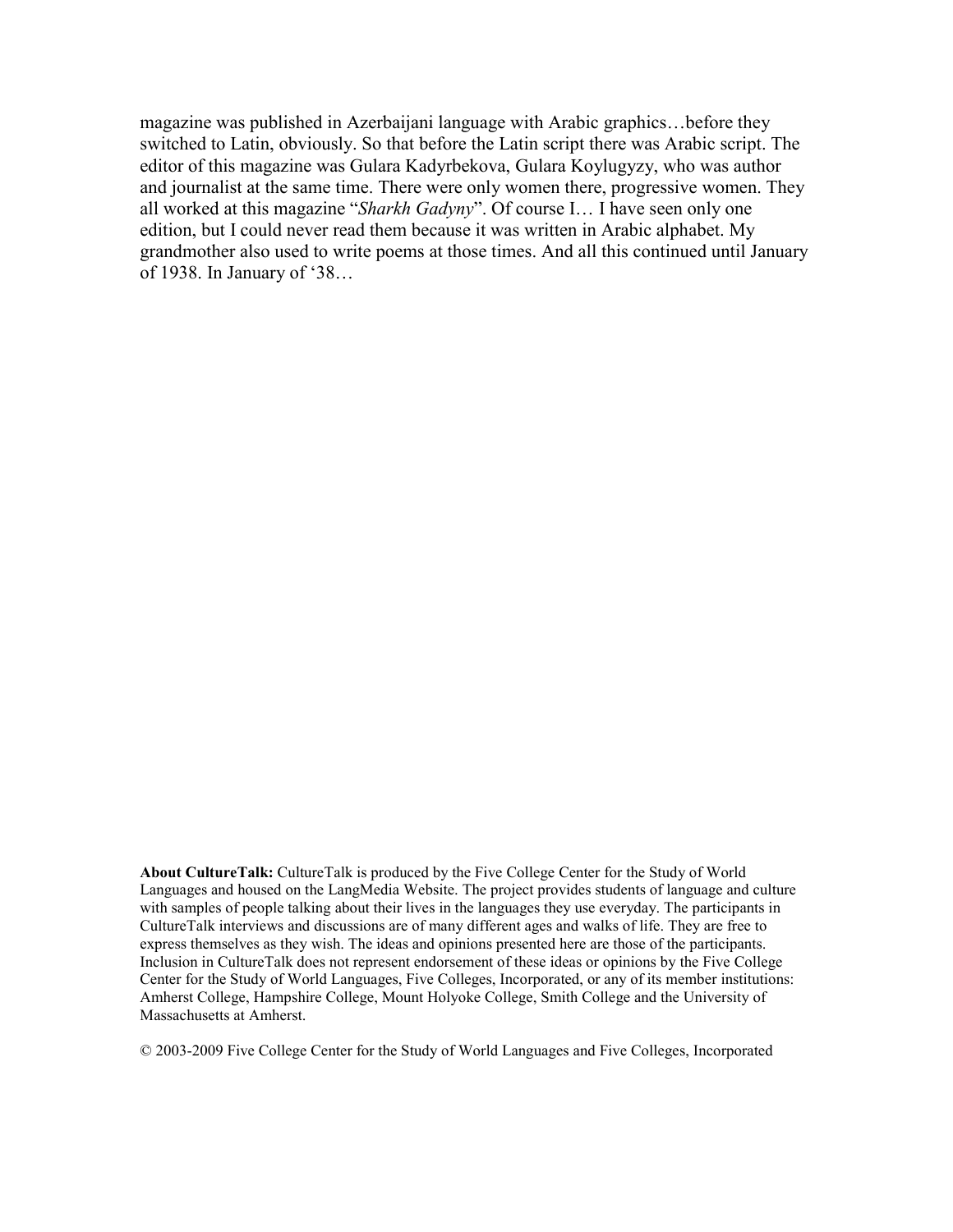magazine was published in Azerbaijani language with Arabic graphics…before they switched to Latin, obviously. So that before the Latin script there was Arabic script. The editor of this magazine was Gulara Kadyrbekova, Gulara Koylugyzy, who was author and journalist at the same time. There were only women there, progressive women. They all worked at this magazine "*Sharkh Gadyny*". Of course I… I have seen only one edition, but I could never read them because it was written in Arabic alphabet. My grandmother also used to write poems at those times. And all this continued until January of 1938. In January of '38…

**About CultureTalk:** CultureTalk is produced by the Five College Center for the Study of World Languages and housed on the LangMedia Website. The project provides students of language and culture with samples of people talking about their lives in the languages they use everyday. The participants in CultureTalk interviews and discussions are of many different ages and walks of life. They are free to express themselves as they wish. The ideas and opinions presented here are those of the participants. Inclusion in CultureTalk does not represent endorsement of these ideas or opinions by the Five College Center for the Study of World Languages, Five Colleges, Incorporated, or any of its member institutions: Amherst College, Hampshire College, Mount Holyoke College, Smith College and the University of Massachusetts at Amherst.

© 2003-2009 Five College Center for the Study of World Languages and Five Colleges, Incorporated